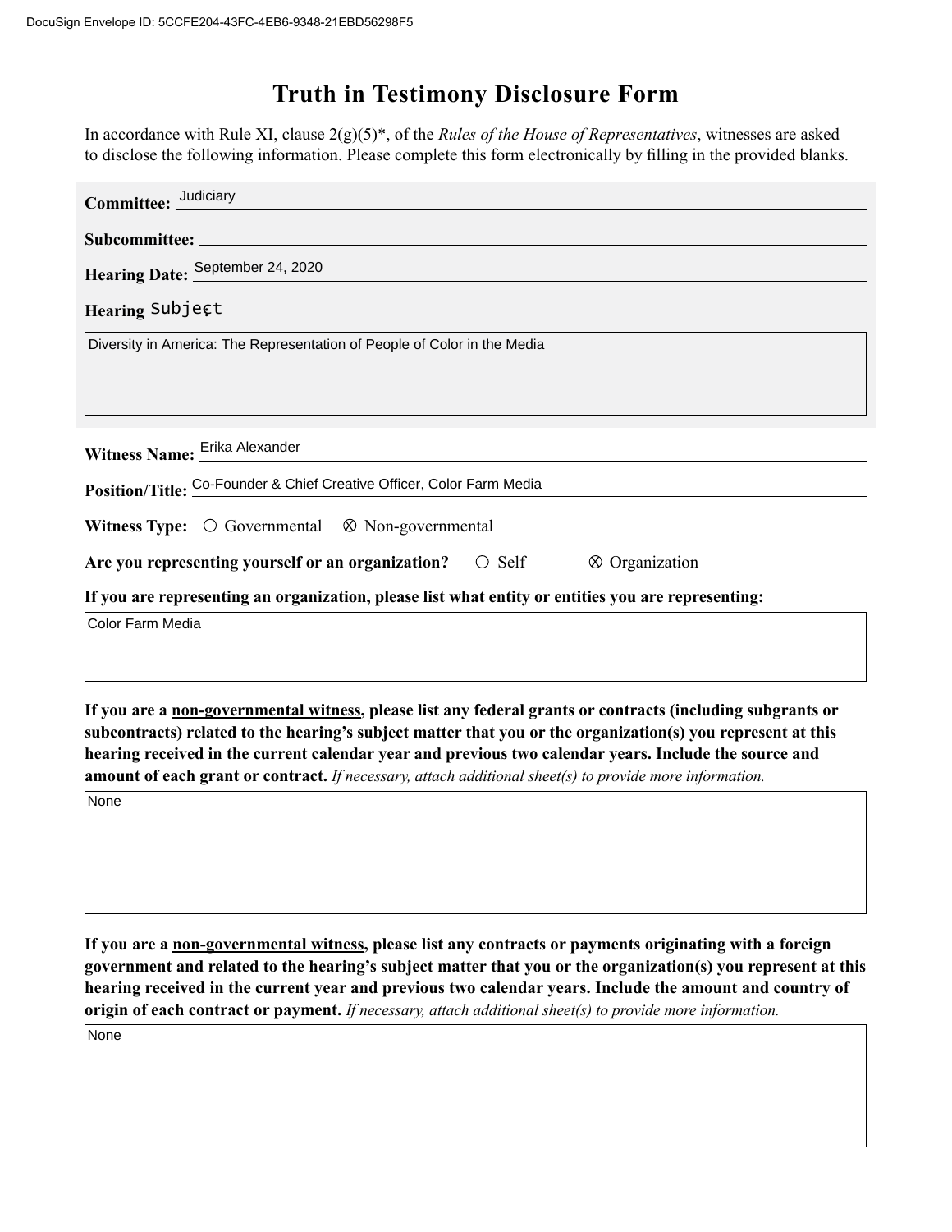# Truth in Testimony Disclosure Form

In accordance with Rule XI, clause 2(g)(5)*, of the *Rules of the House of Representatives*, witnesses are asked to disclose the following information. Please complete this form electronically by filling in the provided blanks.

**Committee:** Judiciary

**Subcommittee:**

**Hearing Date:** September 24, 2020

**Hearing Subject**

Diversity in America: The Representation of People of Color in the Media

**Witness Name:** Erika Alexander

**Position/Title:** Co-Founder & Chief Creative Officer, Color Farm Media

**Witness Type:** ○ Governmental ⊗ Non-governmental

**Are you representing yourself or an organization?** ○ Self ⊗ Organization

**If you are representing an organization, please list what entity or entities you are representing:**

Color Farm Media

**If you are a non-governmental witness, please list any federal grants or contracts (including subgrants or subcontracts) related to the hearing's subject matter that you or the organization(s) you represent at this hearing received in the current calendar year and previous two calendar years. Include the source and amount of each grant or contract.** *If necessary, attach additional sheet(s) to provide more information.*

None

**If you are a non-governmental witness, please list any contracts or payments originating with a foreign government and related to the hearing's subject matter that you or the organization(s) you represent at this hearing received in the current year and previous two calendar years. Include the amount and country of origin of each contract or payment.** *If necessary, attach additional sheet(s) to provide more information.*

None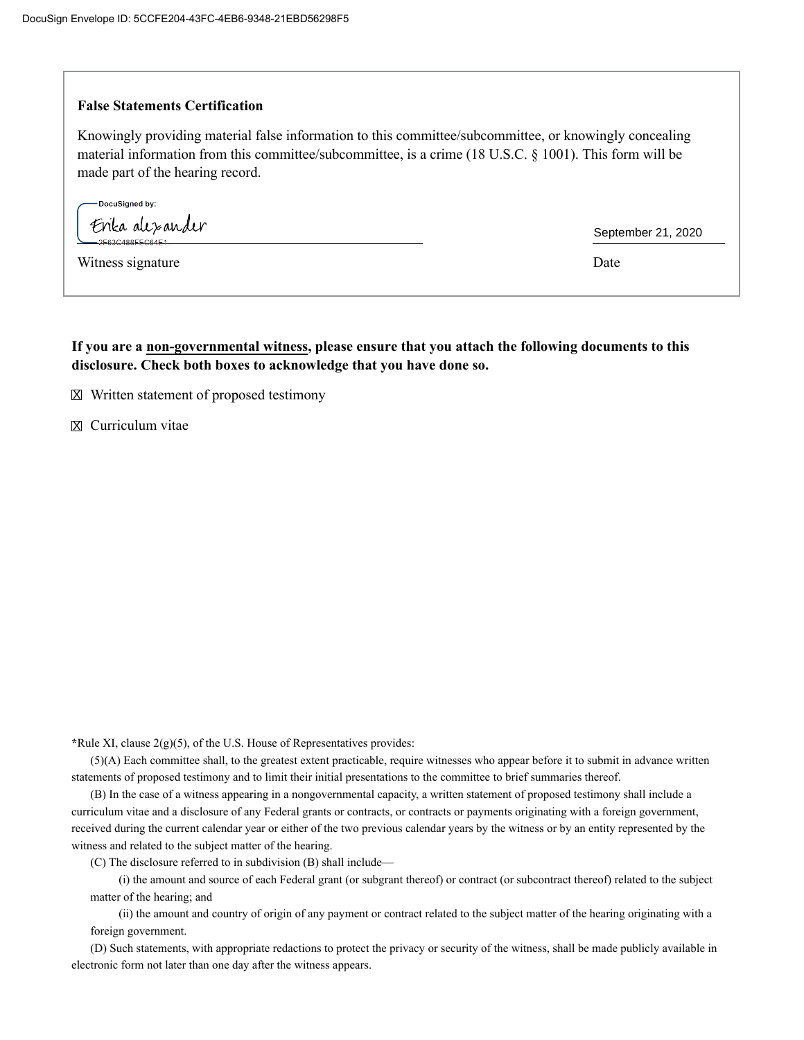DocuSign Envelope ID: 5CCFE204-43FC-4EB6-9348-21EBD56298F5

**False Statements Certification**

Knowingly providing material false information to this committee/subcommittee, or knowingly concealing material information from this committee/subcommittee, is a crime (18 U.S.C. § 1001). This form will be made part of the hearing record.

DocuSigned by:
Erika alexander
2F63C488FEC64E1...

Witness signature

September 21, 2020

Date

**If you are a <u>non-governmental witness</u>, please ensure that you attach the following documents to this disclosure. Check both boxes to acknowledge that you have done so.**

☒ Written statement of proposed testimony

☒ Curriculum vitae

**\***Rule XI, clause 2(g)(5), of the U.S. House of Representatives provides:

(5)(A) Each committee shall, to the greatest extent practicable, require witnesses who appear before it to submit in advance written statements of proposed testimony and to limit their initial presentations to the committee to brief summaries thereof.

(B) In the case of a witness appearing in a nongovernmental capacity, a written statement of proposed testimony shall include a curriculum vitae and a disclosure of any Federal grants or contracts, or contracts or payments originating with a foreign government, received during the current calendar year or either of the two previous calendar years by the witness or by an entity represented by the witness and related to the subject matter of the hearing.

(C) The disclosure referred to in subdivision (B) shall include—

(i) the amount and source of each Federal grant (or subgrant thereof) or contract (or subcontract thereof) related to the subject matter of the hearing; and

(ii) the amount and country of origin of any payment or contract related to the subject matter of the hearing originating with a foreign government.

(D) Such statements, with appropriate redactions to protect the privacy or security of the witness, shall be made publicly available in electronic form not later than one day after the witness appears.